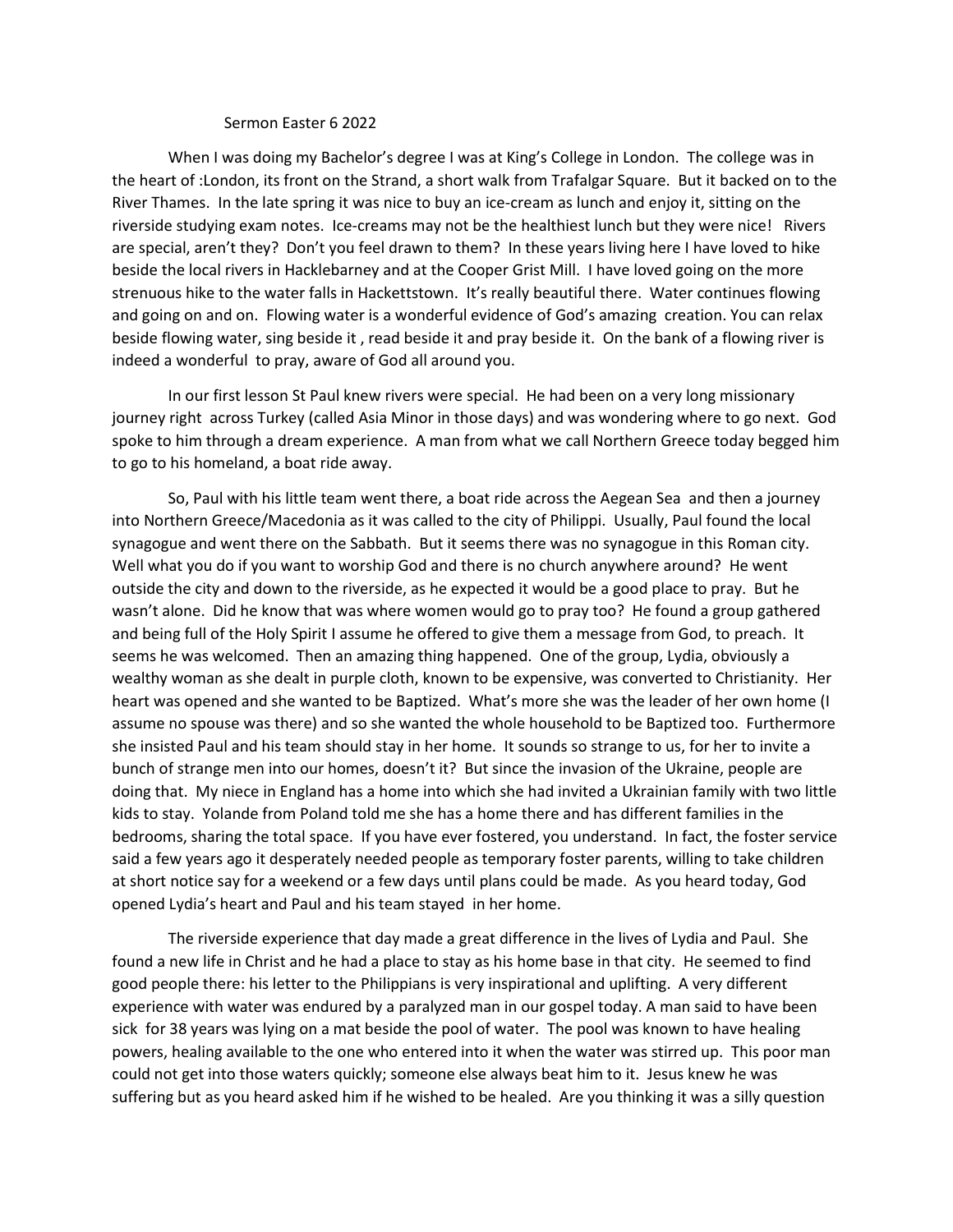# Sermon Easter 6 2022

When I was doing my Bachelor's degree I was at King's College in London. The college was in the heart of :London, its front on the Strand, a short walk from Trafalgar Square. But it backed on to the River Thames. In the late spring it was nice to buy an ice-cream as lunch and enjoy it, sitting on the riverside studying exam notes. Ice-creams may not be the healthiest lunch but they were nice! Rivers are special, aren't they? Don't you feel drawn to them? In these years living here I have loved to hike beside the local rivers in Hacklebarney and at the Cooper Grist Mill. I have loved going on the more strenuous hike to the water falls in Hackettstown. It's really beautiful there. Water continues flowing and going on and on. Flowing water is a wonderful evidence of God's amazing creation. You can relax beside flowing water, sing beside it , read beside it and pray beside it. On the bank of a flowing river is indeed a wonderful to pray, aware of God all around you.

In our first lesson St Paul knew rivers were special. He had been on a very long missionary journey right across Turkey (called Asia Minor in those days) and was wondering where to go next. God spoke to him through a dream experience. A man from what we call Northern Greece today begged him to go to his homeland, a boat ride away.

So, Paul with his little team went there, a boat ride across the Aegean Sea and then a journey into Northern Greece/Macedonia as it was called to the city of Philippi. Usually, Paul found the local synagogue and went there on the Sabbath. But it seems there was no synagogue in this Roman city. Well what you do if you want to worship God and there is no church anywhere around? He went outside the city and down to the riverside, as he expected it would be a good place to pray. But he wasn't alone. Did he know that was where women would go to pray too? He found a group gathered and being full of the Holy Spirit I assume he offered to give them a message from God, to preach. It seems he was welcomed. Then an amazing thing happened. One of the group, Lydia, obviously a wealthy woman as she dealt in purple cloth, known to be expensive, was converted to Christianity. Her heart was opened and she wanted to be Baptized. What's more she was the leader of her own home (I assume no spouse was there) and so she wanted the whole household to be Baptized too. Furthermore she insisted Paul and his team should stay in her home. It sounds so strange to us, for her to invite a bunch of strange men into our homes, doesn't it? But since the invasion of the Ukraine, people are doing that. My niece in England has a home into which she had invited a Ukrainian family with two little kids to stay. Yolande from Poland told me she has a home there and has different families in the bedrooms, sharing the total space. If you have ever fostered, you understand. In fact, the foster service said a few years ago it desperately needed people as temporary foster parents, willing to take children at short notice say for a weekend or a few days until plans could be made. As you heard today, God opened Lydia's heart and Paul and his team stayed in her home.

The riverside experience that day made a great difference in the lives of Lydia and Paul. She found a new life in Christ and he had a place to stay as his home base in that city. He seemed to find good people there: his letter to the Philippians is very inspirational and uplifting. A very different experience with water was endured by a paralyzed man in our gospel today. A man said to have been sick for 38 years was lying on a mat beside the pool of water. The pool was known to have healing powers, healing available to the one who entered into it when the water was stirred up. This poor man could not get into those waters quickly; someone else always beat him to it. Jesus knew he was suffering but as you heard asked him if he wished to be healed. Are you thinking it was a silly question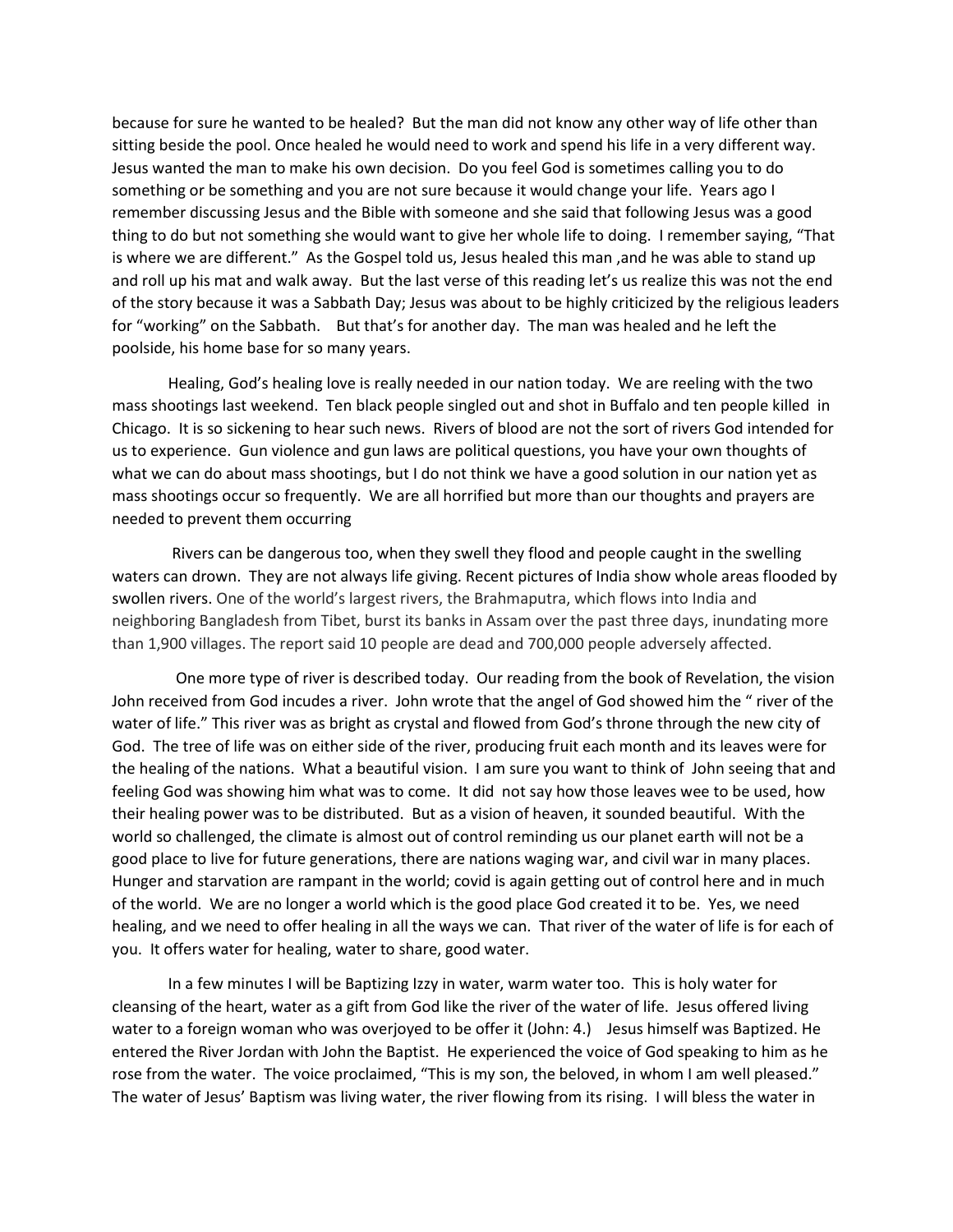because for sure he wanted to be healed? But the man did not know any other way of life other than sitting beside the pool. Once healed he would need to work and spend his life in a very different way. Jesus wanted the man to make his own decision. Do you feel God is sometimes calling you to do something or be something and you are not sure because it would change your life. Years ago I remember discussing Jesus and the Bible with someone and she said that following Jesus was a good thing to do but not something she would want to give her whole life to doing. I remember saying, "That is where we are different." As the Gospel told us, Jesus healed this man ,and he was able to stand up and roll up his mat and walk away. But the last verse of this reading let's us realize this was not the end of the story because it was a Sabbath Day; Jesus was about to be highly criticized by the religious leaders for "working" on the Sabbath. But that's for another day. The man was healed and he left the poolside, his home base for so many years.

Healing, God's healing love is really needed in our nation today. We are reeling with the two mass shootings last weekend. Ten black people singled out and shot in Buffalo and ten people killed in Chicago. It is so sickening to hear such news. Rivers of blood are not the sort of rivers God intended for us to experience. Gun violence and gun laws are political questions, you have your own thoughts of what we can do about mass shootings, but I do not think we have a good solution in our nation yet as mass shootings occur so frequently. We are all horrified but more than our thoughts and prayers are needed to prevent them occurring

Rivers can be dangerous too, when they swell they flood and people caught in the swelling waters can drown. They are not always life giving. Recent pictures of India show whole areas flooded by swollen rivers. One of the world's largest rivers, the Brahmaputra, which flows into India and neighboring Bangladesh from Tibet, burst its banks in Assam over the past three days, inundating more than 1,900 villages. The report said 10 people are dead and 700,000 people adversely affected.

One more type of river is described today. Our reading from the book of Revelation, the vision John received from God incudes a river. John wrote that the angel of God showed him the " river of the water of life." This river was as bright as crystal and flowed from God's throne through the new city of God. The tree of life was on either side of the river, producing fruit each month and its leaves were for the healing of the nations. What a beautiful vision. I am sure you want to think of John seeing that and feeling God was showing him what was to come. It did not say how those leaves wee to be used, how their healing power was to be distributed. But as a vision of heaven, it sounded beautiful. With the world so challenged, the climate is almost out of control reminding us our planet earth will not be a good place to live for future generations, there are nations waging war, and civil war in many places. Hunger and starvation are rampant in the world; covid is again getting out of control here and in much of the world. We are no longer a world which is the good place God created it to be. Yes, we need healing, and we need to offer healing in all the ways we can. That river of the water of life is for each of you. It offers water for healing, water to share, good water.

In a few minutes I will be Baptizing Izzy in water, warm water too. This is holy water for cleansing of the heart, water as a gift from God like the river of the water of life. Jesus offered living water to a foreign woman who was overjoyed to be offer it (John: 4.) Jesus himself was Baptized. He entered the River Jordan with John the Baptist. He experienced the voice of God speaking to him as he rose from the water. The voice proclaimed, "This is my son, the beloved, in whom I am well pleased." The water of Jesus' Baptism was living water, the river flowing from its rising. I will bless the water in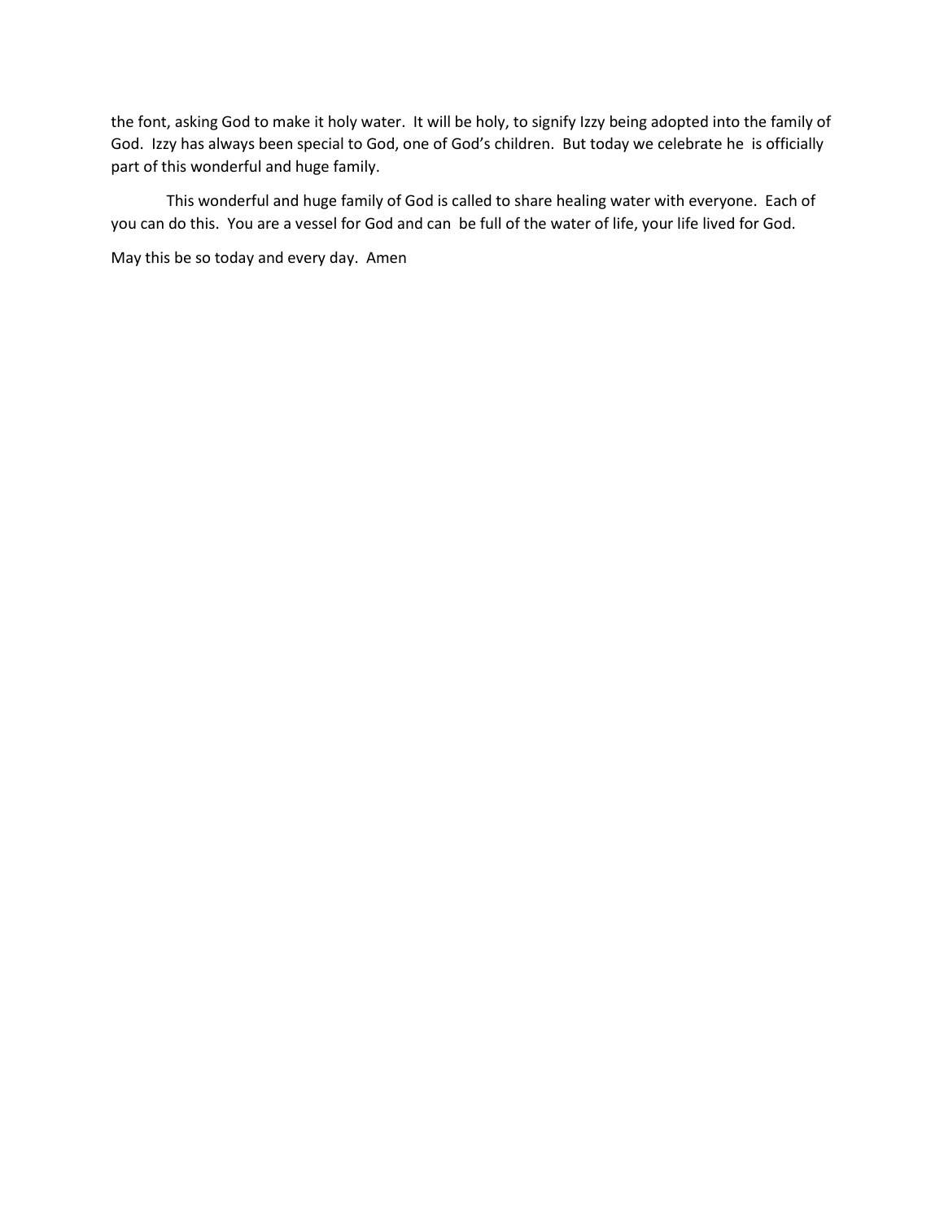the font, asking God to make it holy water. It will be holy, to signify Izzy being adopted into the family of God. Izzy has always been special to God, one of God's children. But today we celebrate he is officially part of this wonderful and huge family.

This wonderful and huge family of God is called to share healing water with everyone. Each of you can do this. You are a vessel for God and can be full of the water of life, your life lived for God.

May this be so today and every day. Amen